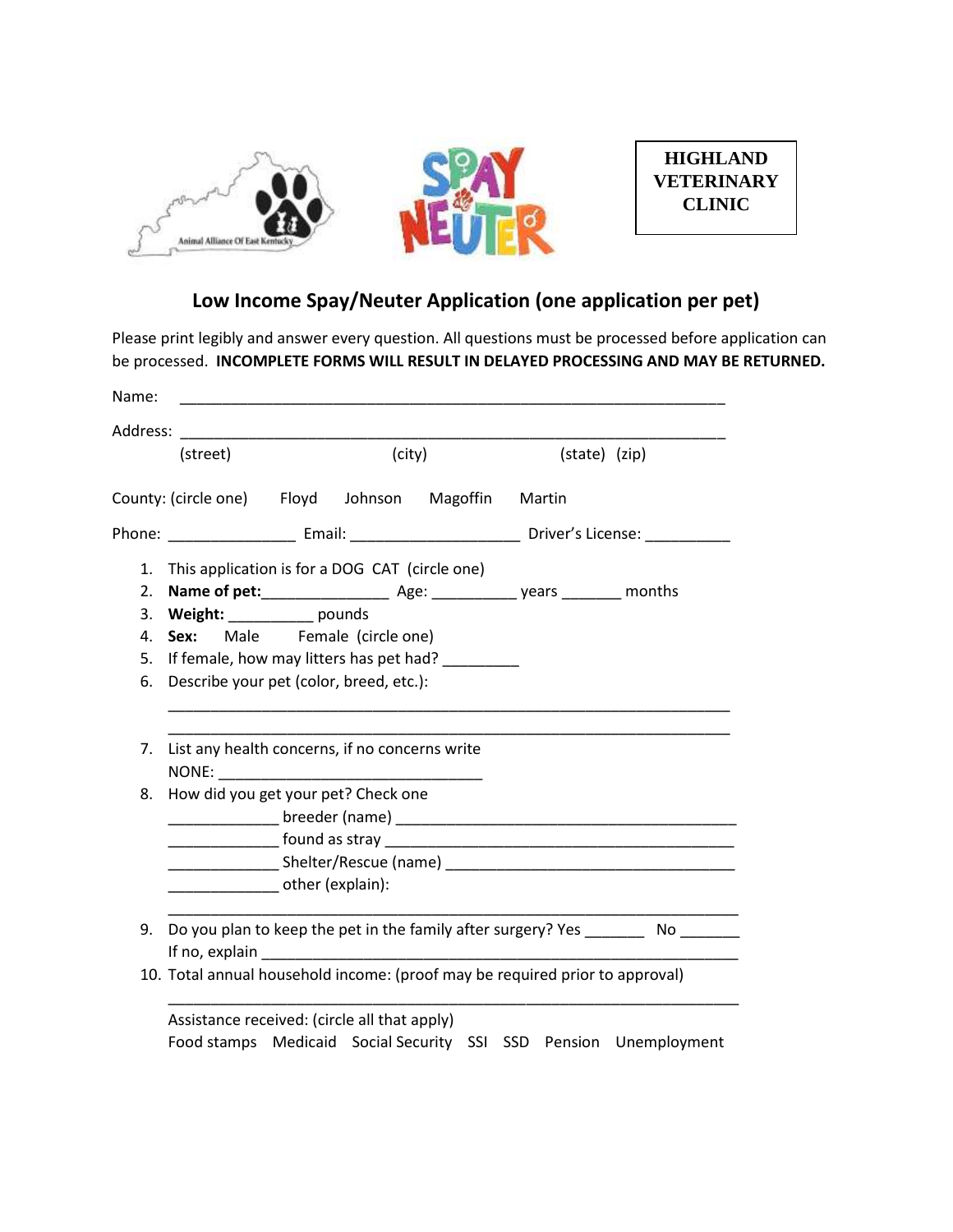HIGHLAND VETERINARY CLINIC

## Low Income Spay/Neuter Application (one application per pet)

Please print legibly and answer every question. All questions must be processed before application can be processed. **INCOMPLETE FORMS WILL RESULT IN DELAYED PROCESSING AND MAY BE RETURNED.**

Name: _______________________________________________________________

Address: _____________________________________________________________
(street) (city) (state) (zip)

County: (circle one) Floyd Johnson Magoffin Martin

Phone: _______________ Email: ___________________ Driver's License: __________

1. This application is for a DOG CAT (circle one)
2. **Name of pet:**_______________ Age: __________ years _______ months
3. **Weight:** __________ pounds
4. **Sex:** Male Female (circle one)
5. If female, how may litters has pet had? _________
6. Describe your pet (color, breed, etc.):

   _______________________________________________________________

   _______________________________________________________________
7. List any health concerns, if no concerns write NONE: _______________________________
8. How did you get your pet? Check one

   _____________ breeder (name) _______________________________________

   _____________ found as stray _______________________________________

   _____________ Shelter/Rescue (name) _________________________________

   _____________ other (explain):

   _______________________________________________________________
9. Do you plan to keep the pet in the family after surgery? Yes _______ No _______
   If no, explain _______________________________________________________
10. Total annual household income: (proof may be required prior to approval)

    _______________________________________________________________

    Assistance received: (circle all that apply)
    Food stamps Medicaid Social Security SSI SSD Pension Unemployment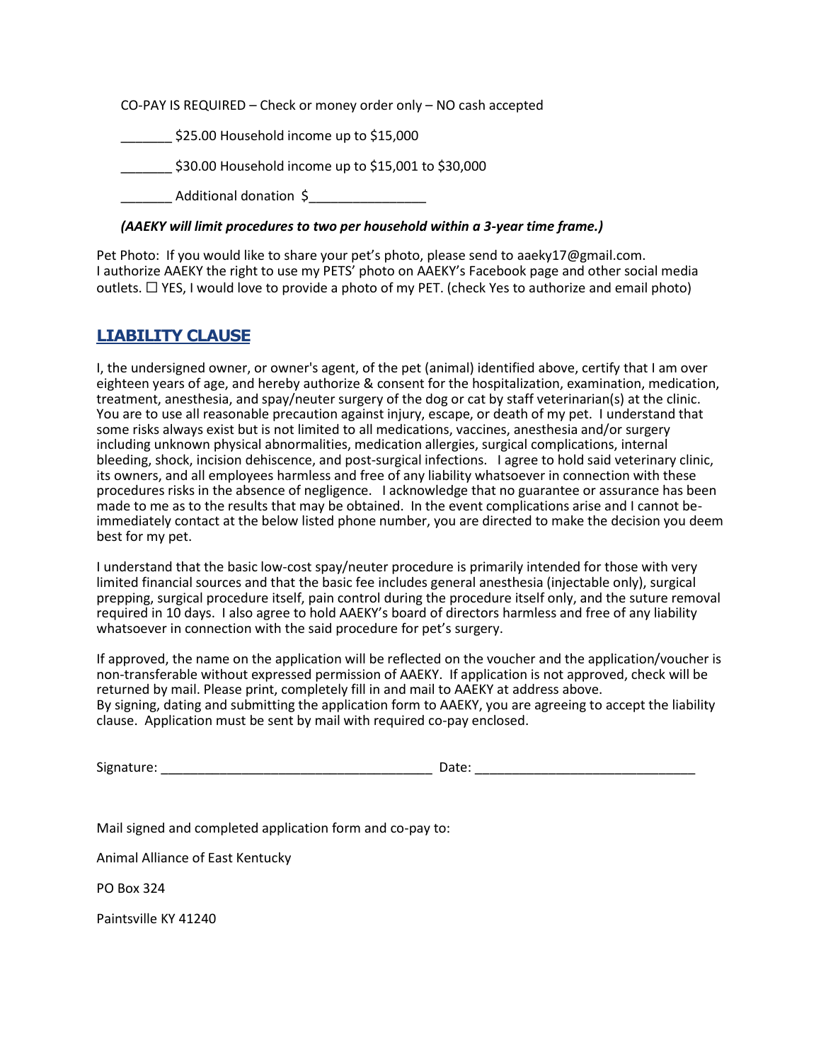CO-PAY IS REQUIRED – Check or money order only – NO cash accepted

_______ $25.00 Household income up to $15,000

_______ $30.00 Household income up to $15,001 to $30,000

_______ Additional donation $________________

***(AAEKY will limit procedures to two per household within a 3-year time frame.)***

Pet Photo: If you would like to share your pet's photo, please send to aaeky17@gmail.com.
I authorize AAEKY the right to use my PETS' photo on AAEKY's Facebook page and other social media outlets. ☐ YES, I would love to provide a photo of my PET. (check Yes to authorize and email photo)

## LIABILITY CLAUSE

I, the undersigned owner, or owner's agent, of the pet (animal) identified above, certify that I am over eighteen years of age, and hereby authorize & consent for the hospitalization, examination, medication, treatment, anesthesia, and spay/neuter surgery of the dog or cat by staff veterinarian(s) at the clinic. You are to use all reasonable precaution against injury, escape, or death of my pet. I understand that some risks always exist but is not limited to all medications, vaccines, anesthesia and/or surgery including unknown physical abnormalities, medication allergies, surgical complications, internal bleeding, shock, incision dehiscence, and post-surgical infections. I agree to hold said veterinary clinic, its owners, and all employees harmless and free of any liability whatsoever in connection with these procedures risks in the absence of negligence. I acknowledge that no guarantee or assurance has been made to me as to the results that may be obtained. In the event complications arise and I cannot be-immediately contact at the below listed phone number, you are directed to make the decision you deem best for my pet.

I understand that the basic low-cost spay/neuter procedure is primarily intended for those with very limited financial sources and that the basic fee includes general anesthesia (injectable only), surgical prepping, surgical procedure itself, pain control during the procedure itself only, and the suture removal required in 10 days. I also agree to hold AAEKY's board of directors harmless and free of any liability whatsoever in connection with the said procedure for pet's surgery.

If approved, the name on the application will be reflected on the voucher and the application/voucher is non-transferable without expressed permission of AAEKY. If application is not approved, check will be returned by mail. Please print, completely fill in and mail to AAEKY at address above.
By signing, dating and submitting the application form to AAEKY, you are agreeing to accept the liability clause. Application must be sent by mail with required co-pay enclosed.

Signature: _____________________________________ Date: ______________________________

Mail signed and completed application form and co-pay to:

Animal Alliance of East Kentucky

PO Box 324

Paintsville KY 41240